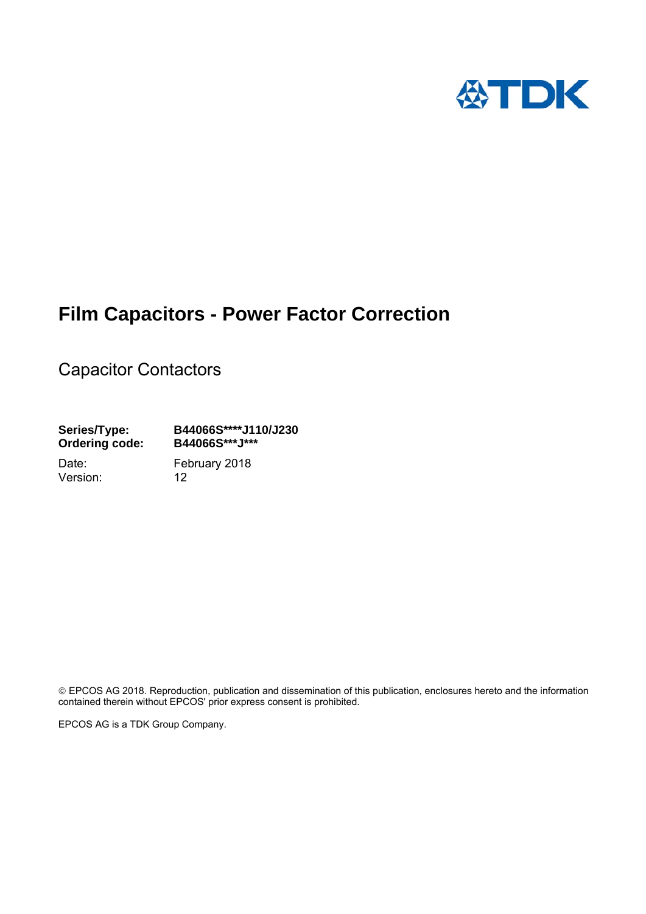TDK

# Film Capacitors - Power Factor Correction

## Capacitor Contactors

**Series/Type:** **B44066S****J110/J230**
**Ordering code:** **B44066S***J*****

Date: February 2018
Version: 12

© EPCOS AG 2018. Reproduction, publication and dissemination of this publication, enclosures hereto and the information contained therein without EPCOS' prior express consent is prohibited.

EPCOS AG is a TDK Group Company.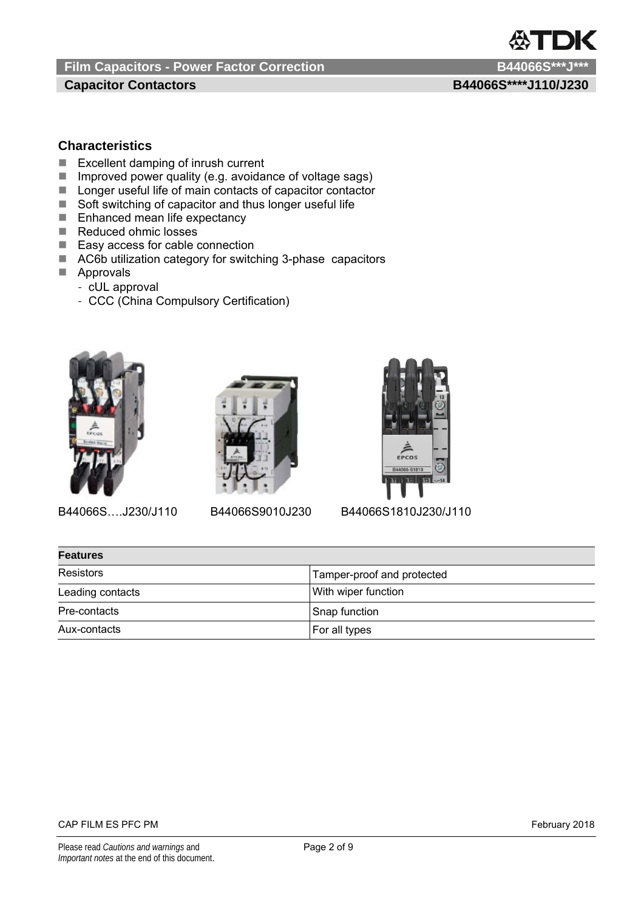## Characteristics

- Excellent damping of inrush current
- Improved power quality (e.g. avoidance of voltage sags)
- Longer useful life of main contacts of capacitor contactor
- Soft switching of capacitor and thus longer useful life
- Enhanced mean life expectancy
- Reduced ohmic losses
- Easy access for cable connection
- AC6b utilization category for switching 3-phase capacitors
- Approvals
  - cUL approval
  - CCC (China Compulsory Certification)

B44066S….J230/J110　　B44066S9010J230　　B44066S1810J230/J110

| Features | |
|---|---|
| Resistors | Tamper-proof and protected |
| Leading contacts | With wiper function |
| Pre-contacts | Snap function |
| Aux-contacts | For all types |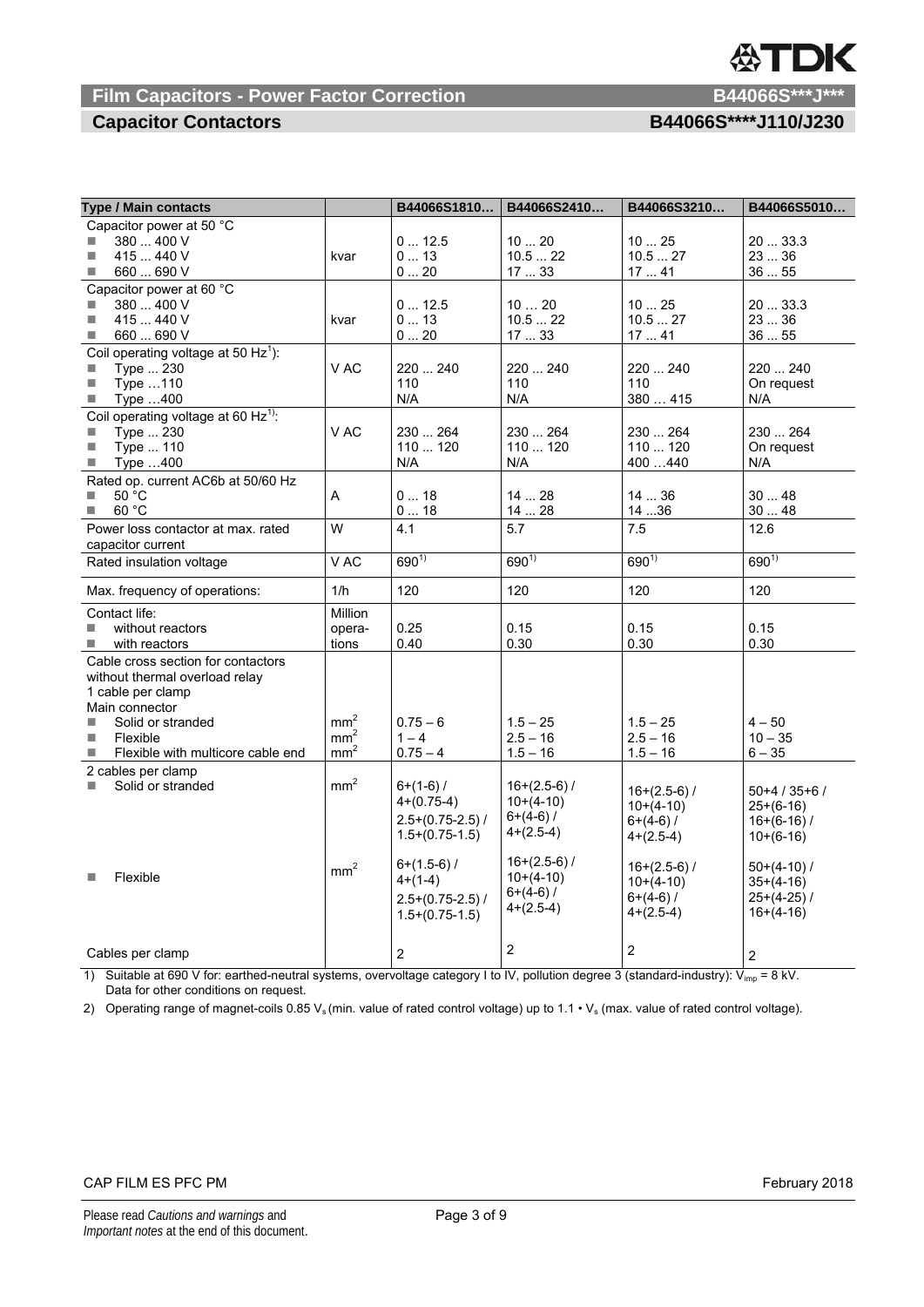| Type / Main contacts | | B44066S1810… | B44066S2410… | B44066S3210… | B44066S5010… |
|---|---|---|---|---|---|
| Capacitor power at 50 °C | | | | | |
| ■ 380 ... 400 V | kvar | 0 ... 12.5 | 10 ... 20 | 10 ... 25 | 20 ... 33.3 |
| ■ 415 ... 440 V | | 0 ... 13 | 10.5 ... 22 | 10.5 ... 27 | 23 ... 36 |
| ■ 660 ... 690 V | | 0 ... 20 | 17 ... 33 | 17 ... 41 | 36 ... 55 |
| Capacitor power at 60 °C | | | | | |
| ■ 380 ... 400 V | kvar | 0 ... 12.5 | 10 ... 20 | 10 ... 25 | 20 ... 33.3 |
| ■ 415 ... 440 V | | 0 ... 13 | 10.5 ... 22 | 10.5 ... 27 | 23 ... 36 |
| ■ 660 ... 690 V | | 0 ... 20 | 17 ... 33 | 17 ... 41 | 36 ... 55 |
| Coil operating voltage at 50 Hz[1]): | | | | | |
| ■ Type ... 230 | V AC | 220 ... 240 | 220 ... 240 | 220 ... 240 | 220 ... 240 |
| ■ Type …110 | | 110 | 110 | 110 | On request |
| ■ Type …400 | | N/A | N/A | 380 … 415 | N/A |
| Coil operating voltage at 60 Hz[1]): | | | | | |
| ■ Type ... 230 | V AC | 230 ... 264 | 230 ... 264 | 230 ... 264 | 230 ... 264 |
| ■ Type ... 110 | | 110 ... 120 | 110 ... 120 | 110 ... 120 | On request |
| ■ Type …400 | | N/A | N/A | 400 …440 | N/A |
| Rated op. current AC6b at 50/60 Hz | | | | | |
| ■ 50 °C | A | 0 ... 18 | 14 ... 28 | 14 ... 36 | 30 ... 48 |
| ■ 60 °C | | 0 ... 18 | 14 ... 28 | 14 ...36 | 30 ... 48 |
| Power loss contactor at max. rated capacitor current | W | 4.1 | 5.7 | 7.5 | 12.6 |
| Rated insulation voltage | V AC | 690[1]) | 690[1]) | 690[1]) | 690[1]) |
| Max. frequency of operations: | 1/h | 120 | 120 | 120 | 120 |
| Contact life: | Million operations | | | | |
| ■ without reactors | | 0.25 | 0.15 | 0.15 | 0.15 |
| ■ with reactors | | 0.40 | 0.30 | 0.30 | 0.30 |
| Cable cross section for contactors without thermal overload relay<br>1 cable per clamp<br>Main connector | | | | | |
| ■ Solid or stranded | mm² | 0.75 – 6 | 1.5 – 25 | 1.5 – 25 | 4 – 50 |
| ■ Flexible | mm² | 1 – 4 | 2.5 – 16 | 2.5 – 16 | 10 – 35 |
| ■ Flexible with multicore cable end | mm² | 0.75 – 4 | 1.5 – 16 | 1.5 – 16 | 6 – 35 |
| 2 cables per clamp | | | | | |
| ■ Solid or stranded | mm² | 6+(1-6) / 4+(0.75-4) 2.5+(0.75-2.5) / 1.5+(0.75-1.5) | 16+(2.5-6) / 10+(4-10) 6+(4-6) / 4+(2.5-4) | 16+(2.5-6) / 10+(4-10) 6+(4-6) / 4+(2.5-4) | 50+4 / 35+6 / 25+(6-16) 16+(6-16) / 10+(6-16) |
| ■ Flexible | mm² | 6+(1.5-6) / 4+(1-4) 2.5+(0.75-2.5) / 1.5+(0.75-1.5) | 16+(2.5-6) / 10+(4-10) 6+(4-6) / 4+(2.5-4) | 16+(2.5-6) / 10+(4-10) 6+(4-6) / 4+(2.5-4) | 50+(4-10) / 35+(4-16) 25+(4-25) / 16+(4-16) |
| Cables per clamp | | 2 | 2 | 2 | 2 |

1) Suitable at 690 V for: earthed-neutral systems, overvoltage category I to IV, pollution degree 3 (standard-industry): $V_{imp}$ = 8 kV. Data for other conditions on request.

2) Operating range of magnet-coils 0.85 $V_s$ (min. value of rated control voltage) up to 1.1 • $V_s$ (max. value of rated control voltage).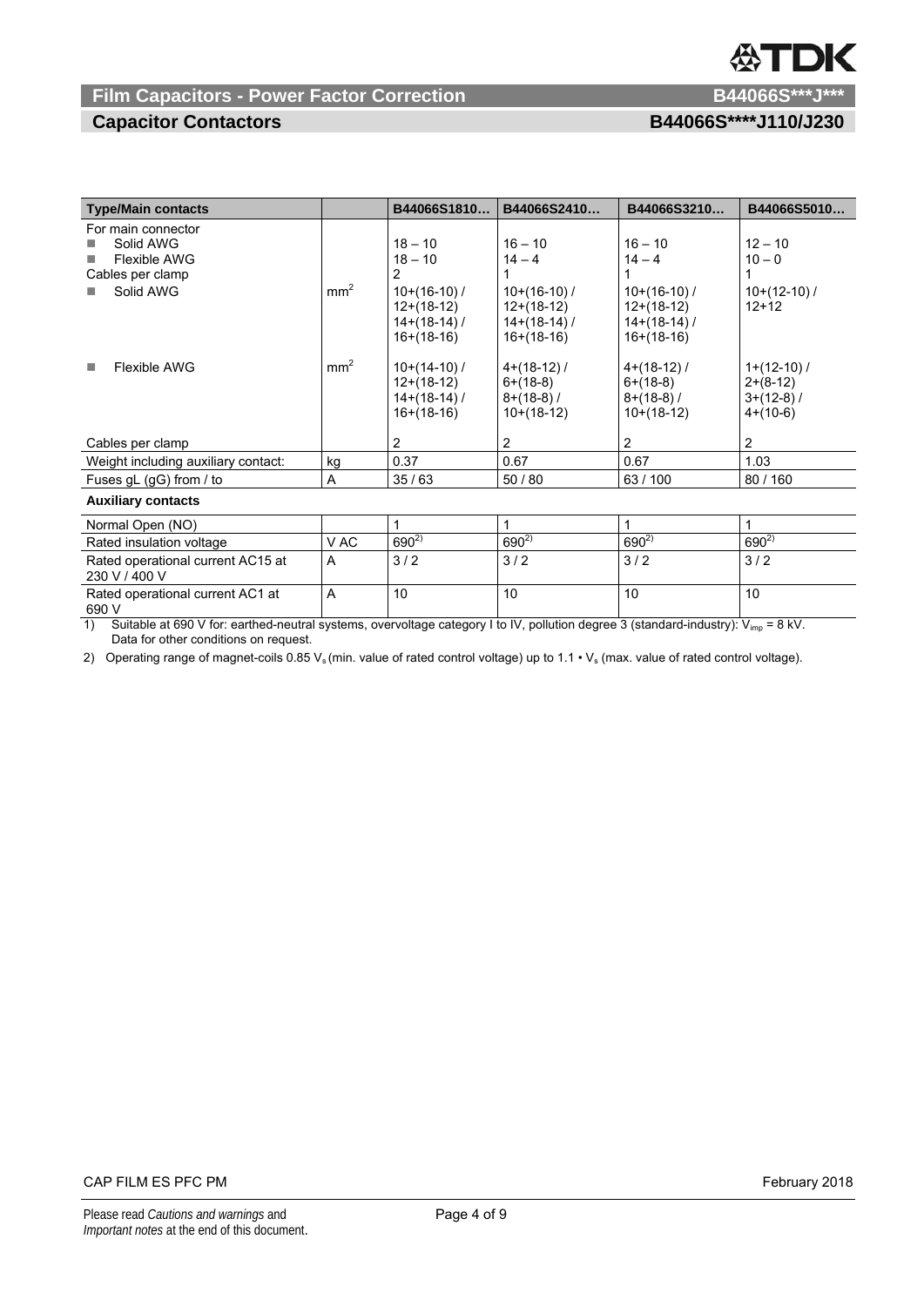## Film Capacitors - Power Factor Correction

## Capacitor Contactors

| Type/Main contacts | | B44066S1810… | B44066S2410… | B44066S3210… | B44066S5010… |
|---|---|---|---|---|---|
| For main connector | | | | | |
| ■ Solid AWG | | 18 – 10 | 16 – 10 | 16 – 10 | 12 – 10 |
| ■ Flexible AWG | | 18 – 10 | 14 – 4 | 14 – 4 | 10 – 0 |
| Cables per clamp | | 2 | 1 | 1 | 1 |
| ■ Solid AWG | $mm^2$ | 10+(16-10) / 12+(18-12) 14+(18-14) / 16+(18-16) | 10+(16-10) / 12+(18-12) 14+(18-14) / 16+(18-16) | 10+(16-10) / 12+(18-12) 14+(18-14) / 16+(18-16) | 10+(12-10) / 12+12 |
| ■ Flexible AWG | $mm^2$ | 10+(14-10) / 12+(18-12) 14+(18-14) / 16+(18-16) | 4+(18-12) / 6+(18-8) 8+(18-8) / 10+(18-12) | 4+(18-12) / 6+(18-8) 8+(18-8) / 10+(18-12) | 1+(12-10) / 2+(8-12) 3+(12-8) / 4+(10-6) |
| Cables per clamp | | 2 | 2 | 2 | 2 |
| Weight including auxiliary contact: | kg | 0.37 | 0.67 | 0.67 | 1.03 |
| Fuses gL (gG) from / to | A | 35 / 63 | 50 / 80 | 63 / 100 | 80 / 160 |
| **Auxiliary contacts** | | | | | |
| Normal Open (NO) | | 1 | 1 | 1 | 1 |
| Rated insulation voltage | V AC | 690[2] | 690[2] | 690[2] | 690[2] |
| Rated operational current AC15 at 230 V / 400 V | A | 3 / 2 | 3 / 2 | 3 / 2 | 3 / 2 |
| Rated operational current AC1 at 690 V | A | 10 | 10 | 10 | 10 |

1) Suitable at 690 V for: earthed-neutral systems, overvoltage category I to IV, pollution degree 3 (standard-industry): $V_{imp}$ = 8 kV. Data for other conditions on request.

2) Operating range of magnet-coils 0.85 $V_s$ (min. value of rated control voltage) up to 1.1 • $V_s$ (max. value of rated control voltage).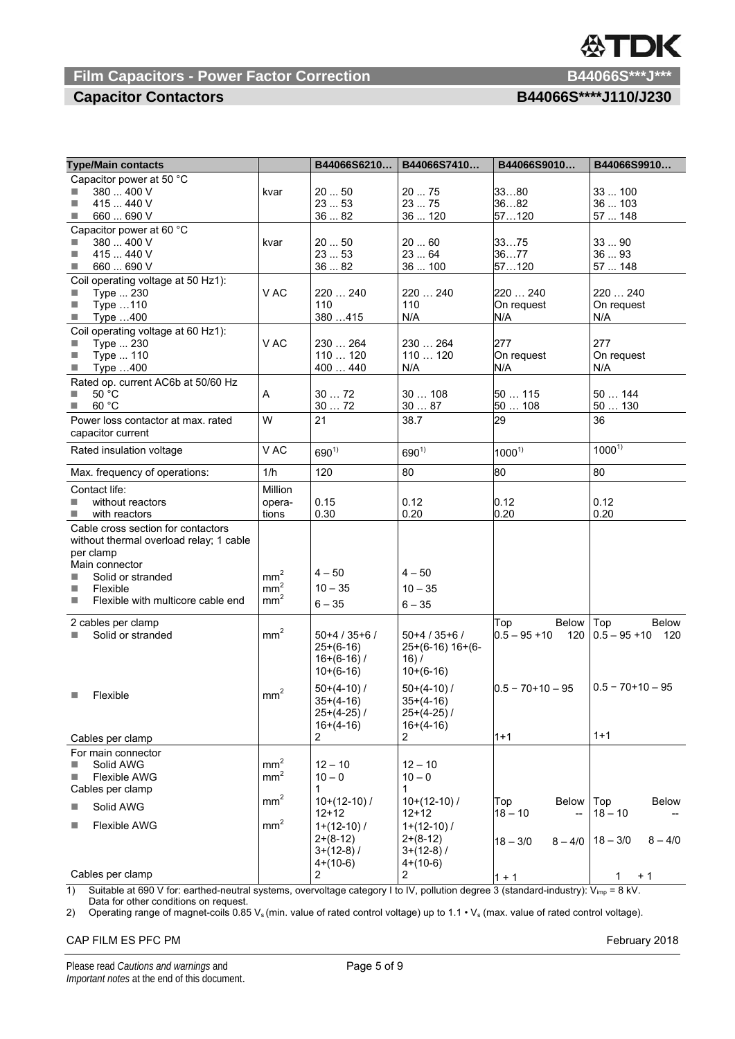| Type/Main contacts | | B44066S6210… | B44066S7410… | B44066S9010… | B44066S9910… |
|---|---|---|---|---|---|
| Capacitor power at 50 °C | kvar | | | | |
| ■ 380 ... 400 V | | 20 ... 50 | 20 ... 75 | 33…80 | 33 ... 100 |
| ■ 415 ... 440 V | | 23 ... 53 | 23 ... 75 | 36…82 | 36 ... 103 |
| ■ 660 ... 690 V | | 36 ... 82 | 36 ... 120 | 57…120 | 57 ... 148 |
| Capacitor power at 60 °C | kvar | | | | |
| ■ 380 ... 400 V | | 20 ... 50 | 20 ... 60 | 33…75 | 33 ... 90 |
| ■ 415 ... 440 V | | 23 ... 53 | 23 ... 64 | 36…77 | 36 ... 93 |
| ■ 660 ... 690 V | | 36 ... 82 | 36 ... 100 | 57…120 | 57 ... 148 |
| Coil operating voltage at 50 Hz1): | V AC | | | | |
| ■ Type ... 230 | | 220 … 240 | 220 … 240 | 220 … 240 | 220 … 240 |
| ■ Type …110 | | 110 | 110 | On request | On request |
| ■ Type …400 | | 380 …415 | N/A | N/A | N/A |
| Coil operating voltage at 60 Hz1): | V AC | | | | |
| ■ Type ... 230 | | 230 … 264 | 230 … 264 | 277 | 277 |
| ■ Type ... 110 | | 110 … 120 | 110 … 120 | On request | On request |
| ■ Type …400 | | 400 … 440 | N/A | N/A | N/A |
| Rated op. current AC6b at 50/60 Hz | A | | | | |
| ■ 50 °C | | 30 … 72 | 30 … 108 | 50 … 115 | 50 … 144 |
| ■ 60 °C | | 30 … 72 | 30 … 87 | 50 … 108 | 50 … 130 |
| Power loss contactor at max. rated capacitor current | W | 21 | 38.7 | 29 | 36 |
| Rated insulation voltage | V AC | 690[1] | 690[1] | 1000[1] | 1000[1] |
| Max. frequency of operations: | 1/h | 120 | 80 | 80 | 80 |
| Contact life: | Million operations | | | | |
| ■ without reactors | | 0.15 | 0.12 | 0.12 | 0.12 |
| ■ with reactors | | 0.30 | 0.20 | 0.20 | 0.20 |
| Cable cross section for contactors without thermal overload relay; 1 cable per clamp | | | | | |
| Main connector | | | | | |
| ■ Solid or stranded | $mm^2$ | 4 – 50 | 4 – 50 | | |
| ■ Flexible | $mm^2$ | 10 – 35 | 10 – 35 | | |
| ■ Flexible with multicore cable end | $mm^2$ | 6 – 35 | 6 – 35 | | |
| 2 cables per clamp | | | | Top / Below | Top / Below |
| ■ Solid or stranded | $mm^2$ | 50+4 / 35+6 / 25+(6-16) 16+(6-16) / 10+(6-16) | 50+4 / 35+6 / 25+(6-16) 16+(6-16) / 10+(6-16) | 0.5 – 95 +10 / 120 | 0.5 – 95 +10 / 120 |
| ■ Flexible | $mm^2$ | 50+(4-10) / 35+(4-16) 25+(4-25) / 16+(4-16) | 50+(4-10) / 35+(4-16) 25+(4-25) / 16+(4-16) | 0.5 − 70+10 – 95 | 0.5 − 70+10 – 95 |
| Cables per clamp | | 2 | 2 | 1+1 | 1+1 |
| For main connector | | | | | |
| ■ Solid AWG | $mm^2$ | 12 – 10 | 12 – 10 | | |
| ■ Flexible AWG | $mm^2$ | 10 – 0 | 10 – 0 | | |
| Cables per clamp | | 1 | 1 | Top / Below | Top / Below |
| ■ Solid AWG | $mm^2$ | 10+(12-10) / 12+12 | 10+(12-10) / 12+12 | 18 – 10 / -- | 18 – 10 / -- |
| ■ Flexible AWG | $mm^2$ | 1+(12-10) / 2+(8-12) 3+(12-8) / 4+(10-6) | 1+(12-10) / 2+(8-12) 3+(12-8) / 4+(10-6) | 18 – 3/0 / 8 – 4/0 | 18 – 3/0 / 8 – 4/0 |
| Cables per clamp | | 2 | 2 | 1 + 1 | 1 + 1 |

1) Suitable at 690 V for: earthed-neutral systems, overvoltage category I to IV, pollution degree 3 (standard-industry): $V_{imp}$ = 8 kV. Data for other conditions on request.

2) Operating range of magnet-coils 0.85 $V_s$ (min. value of rated control voltage) up to 1.1 • $V_s$ (max. value of rated control voltage).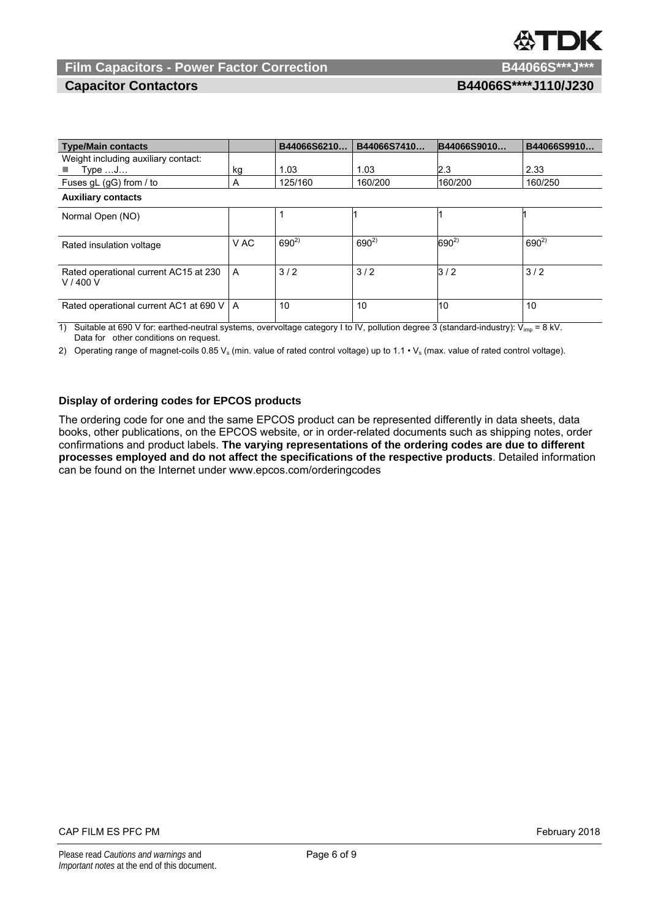| Type/Main contacts | | B44066S6210… | B44066S7410… | B44066S9010… | B44066S9910… |
|---|---|---|---|---|---|
| Weight including auxiliary contact: ■ Type …J… | kg | 1.03 | 1.03 | 2.3 | 2.33 |
| Fuses gL (gG) from / to | A | 125/160 | 160/200 | 160/200 | 160/250 |
| **Auxiliary contacts** | | | | | |
| Normal Open (NO) | | 1 | 1 | 1 | 1 |
| Rated insulation voltage | V AC | 690[2)] | 690[2)] | 690[2)] | 690[2)] |
| Rated operational current AC15 at 230 V / 400 V | A | 3 / 2 | 3 / 2 | 3 / 2 | 3 / 2 |
| Rated operational current AC1 at 690 V | A | 10 | 10 | 10 | 10 |

1) Suitable at 690 V for: earthed-neutral systems, overvoltage category I to IV, pollution degree 3 (standard-industry): $V_{imp}$ = 8 kV. Data for other conditions on request.

2) Operating range of magnet-coils 0.85 $V_s$ (min. value of rated control voltage) up to 1.1 • $V_s$ (max. value of rated control voltage).

### Display of ordering codes for EPCOS products

The ordering code for one and the same EPCOS product can be represented differently in data sheets, data books, other publications, on the EPCOS website, or in order-related documents such as shipping notes, order confirmations and product labels. **The varying representations of the ordering codes are due to different processes employed and do not affect the specifications of the respective products**. Detailed information can be found on the Internet under www.epcos.com/orderingcodes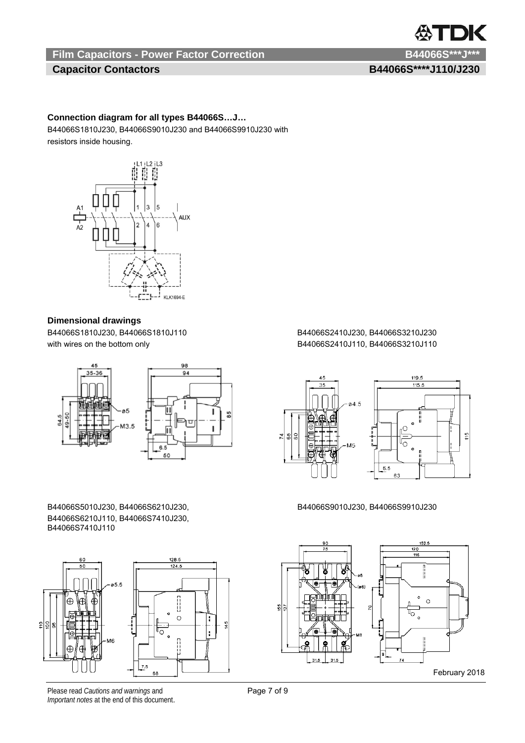## Connection diagram for all types B44066S…J…

B44066S1810J230, B44066S9010J230 and B44066S9910J230 with resistors inside housing.

## Dimensional drawings

B44066S1810J230, B44066S1810J110
with wires on the bottom only

B44066S2410J230, B44066S3210J230
B44066S2410J110, B44066S3210J110

B44066S5010J230, B44066S6210J230,
B44066S6210J110, B44066S7410J230,
B44066S7410J110

B44066S9010J230, B44066S9910J230

February 2018

Please read *Cautions and warnings* and *Important notes* at the end of this document.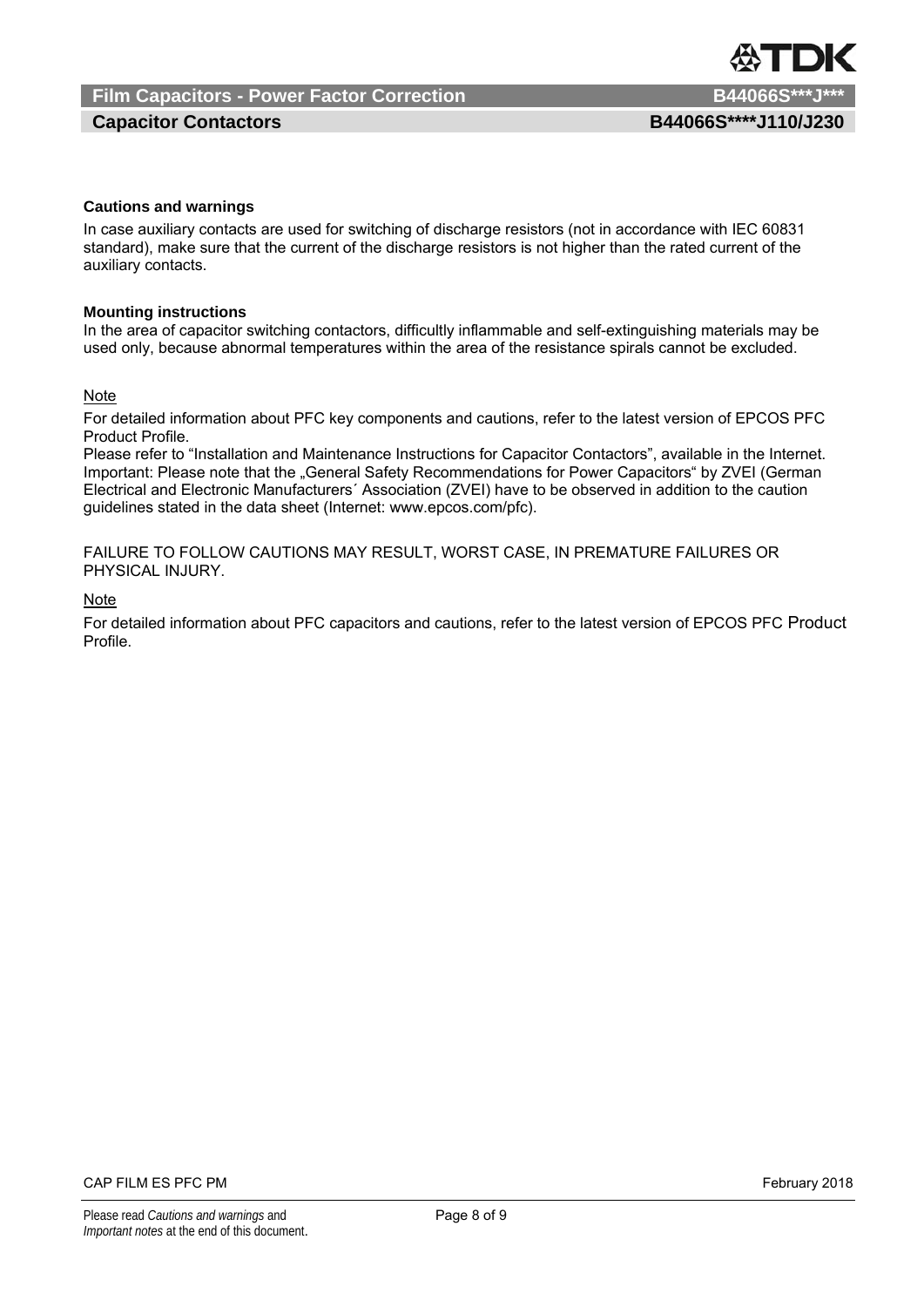**Cautions and warnings**

In case auxiliary contacts are used for switching of discharge resistors (not in accordance with IEC 60831 standard), make sure that the current of the discharge resistors is not higher than the rated current of the auxiliary contacts.

**Mounting instructions**

In the area of capacitor switching contactors, difficultly inflammable and self-extinguishing materials may be used only, because abnormal temperatures within the area of the resistance spirals cannot be excluded.

Note

For detailed information about PFC key components and cautions, refer to the latest version of EPCOS PFC Product Profile.
Please refer to “Installation and Maintenance Instructions for Capacitor Contactors”, available in the Internet.
Important: Please note that the „General Safety Recommendations for Power Capacitors“ by ZVEI (German Electrical and Electronic Manufacturers´ Association (ZVEI) have to be observed in addition to the caution guidelines stated in the data sheet (Internet: www.epcos.com/pfc).

FAILURE TO FOLLOW CAUTIONS MAY RESULT, WORST CASE, IN PREMATURE FAILURES OR PHYSICAL INJURY.

Note

For detailed information about PFC capacitors and cautions, refer to the latest version of EPCOS PFC Product Profile.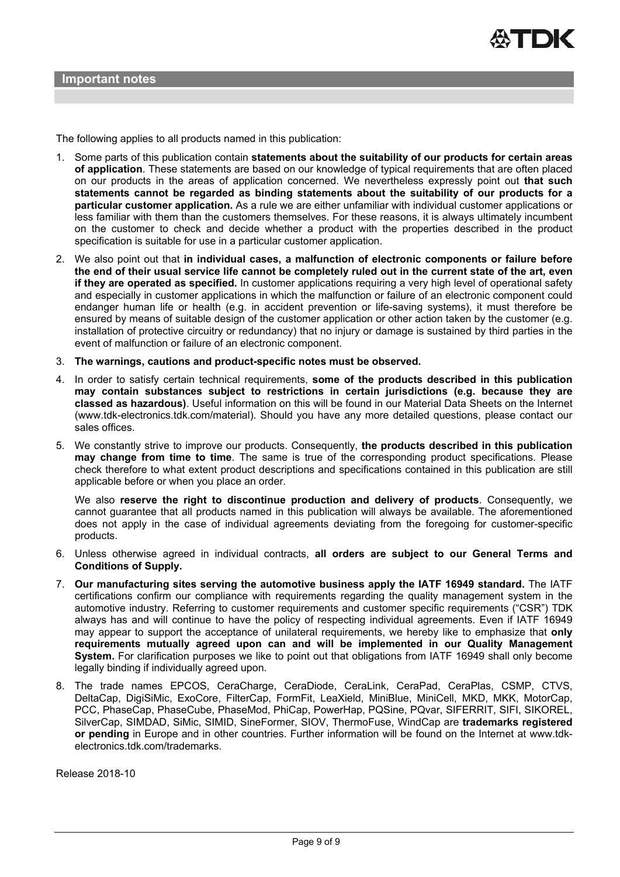## Important notes

The following applies to all products named in this publication:

1. Some parts of this publication contain **statements about the suitability of our products for certain areas of application**. These statements are based on our knowledge of typical requirements that are often placed on our products in the areas of application concerned. We nevertheless expressly point out **that such statements cannot be regarded as binding statements about the suitability of our products for a particular customer application.** As a rule we are either unfamiliar with individual customer applications or less familiar with them than the customers themselves. For these reasons, it is always ultimately incumbent on the customer to check and decide whether a product with the properties described in the product specification is suitable for use in a particular customer application.
2. We also point out that **in individual cases, a malfunction of electronic components or failure before the end of their usual service life cannot be completely ruled out in the current state of the art, even if they are operated as specified.** In customer applications requiring a very high level of operational safety and especially in customer applications in which the malfunction or failure of an electronic component could endanger human life or health (e.g. in accident prevention or life-saving systems), it must therefore be ensured by means of suitable design of the customer application or other action taken by the customer (e.g. installation of protective circuitry or redundancy) that no injury or damage is sustained by third parties in the event of malfunction or failure of an electronic component.
3. **The warnings, cautions and product-specific notes must be observed.**
4. In order to satisfy certain technical requirements, **some of the products described in this publication may contain substances subject to restrictions in certain jurisdictions (e.g. because they are classed as hazardous)**. Useful information on this will be found in our Material Data Sheets on the Internet (www.tdk-electronics.tdk.com/material). Should you have any more detailed questions, please contact our sales offices.
5. We constantly strive to improve our products. Consequently, **the products described in this publication may change from time to time**. The same is true of the corresponding product specifications. Please check therefore to what extent product descriptions and specifications contained in this publication are still applicable before or when you place an order.

   We also **reserve the right to discontinue production and delivery of products**. Consequently, we cannot guarantee that all products named in this publication will always be available. The aforementioned does not apply in the case of individual agreements deviating from the foregoing for customer-specific products.
6. Unless otherwise agreed in individual contracts, **all orders are subject to our General Terms and Conditions of Supply.**
7. **Our manufacturing sites serving the automotive business apply the IATF 16949 standard.** The IATF certifications confirm our compliance with requirements regarding the quality management system in the automotive industry. Referring to customer requirements and customer specific requirements ("CSR") TDK always has and will continue to have the policy of respecting individual agreements. Even if IATF 16949 may appear to support the acceptance of unilateral requirements, we hereby like to emphasize that **only requirements mutually agreed upon can and will be implemented in our Quality Management System.** For clarification purposes we like to point out that obligations from IATF 16949 shall only become legally binding if individually agreed upon.
8. The trade names EPCOS, CeraCharge, CeraDiode, CeraLink, CeraPad, CeraPlas, CSMP, CTVS, DeltaCap, DigiSiMic, ExoCore, FilterCap, FormFit, LeaXield, MiniBlue, MiniCell, MKD, MKK, MotorCap, PCC, PhaseCap, PhaseCube, PhaseMod, PhiCap, PowerHap, PQSine, PQvar, SIFERRIT, SIFI, SIKOREL, SilverCap, SIMDAD, SiMic, SIMID, SineFormer, SIOV, ThermoFuse, WindCap are **trademarks registered or pending** in Europe and in other countries. Further information will be found on the Internet at www.tdk-electronics.tdk.com/trademarks.

Release 2018-10